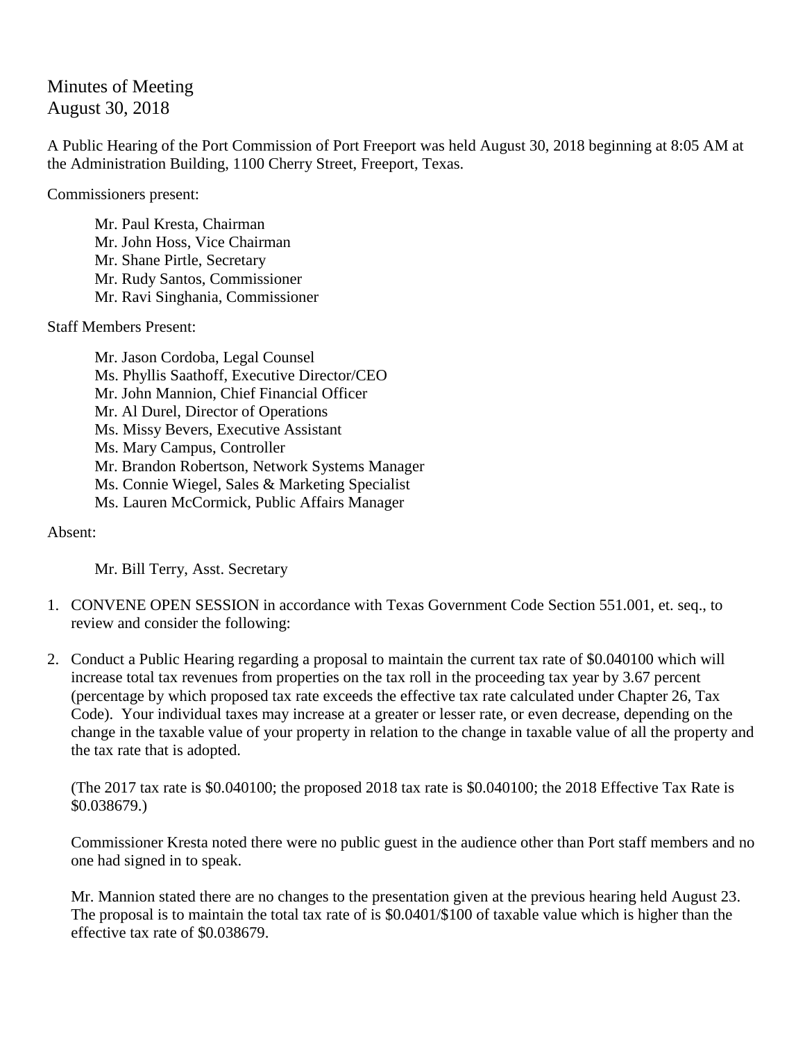Minutes of Meeting
August 30, 2018

A Public Hearing of the Port Commission of Port Freeport was held August 30, 2018 beginning at 8:05 AM at the Administration Building, 1100 Cherry Street, Freeport, Texas.

Commissioners present:

Mr. Paul Kresta, Chairman
Mr. John Hoss, Vice Chairman
Mr. Shane Pirtle, Secretary
Mr. Rudy Santos, Commissioner
Mr. Ravi Singhania, Commissioner

Staff Members Present:

Mr. Jason Cordoba, Legal Counsel
Ms. Phyllis Saathoff, Executive Director/CEO
Mr. John Mannion, Chief Financial Officer
Mr. Al Durel, Director of Operations
Ms. Missy Bevers, Executive Assistant
Ms. Mary Campus, Controller
Mr. Brandon Robertson, Network Systems Manager
Ms. Connie Wiegel, Sales & Marketing Specialist
Ms. Lauren McCormick, Public Affairs Manager

Absent:

Mr. Bill Terry, Asst. Secretary

1. CONVENE OPEN SESSION in accordance with Texas Government Code Section 551.001, et. seq., to review and consider the following:

2. Conduct a Public Hearing regarding a proposal to maintain the current tax rate of $0.040100 which will increase total tax revenues from properties on the tax roll in the proceeding tax year by 3.67 percent (percentage by which proposed tax rate exceeds the effective tax rate calculated under Chapter 26, Tax Code). Your individual taxes may increase at a greater or lesser rate, or even decrease, depending on the change in the taxable value of your property in relation to the change in taxable value of all the property and the tax rate that is adopted.

   (The 2017 tax rate is $0.040100; the proposed 2018 tax rate is $0.040100; the 2018 Effective Tax Rate is $0.038679.)

   Commissioner Kresta noted there were no public guest in the audience other than Port staff members and no one had signed in to speak.

   Mr. Mannion stated there are no changes to the presentation given at the previous hearing held August 23. The proposal is to maintain the total tax rate of is $0.0401/$100 of taxable value which is higher than the effective tax rate of $0.038679.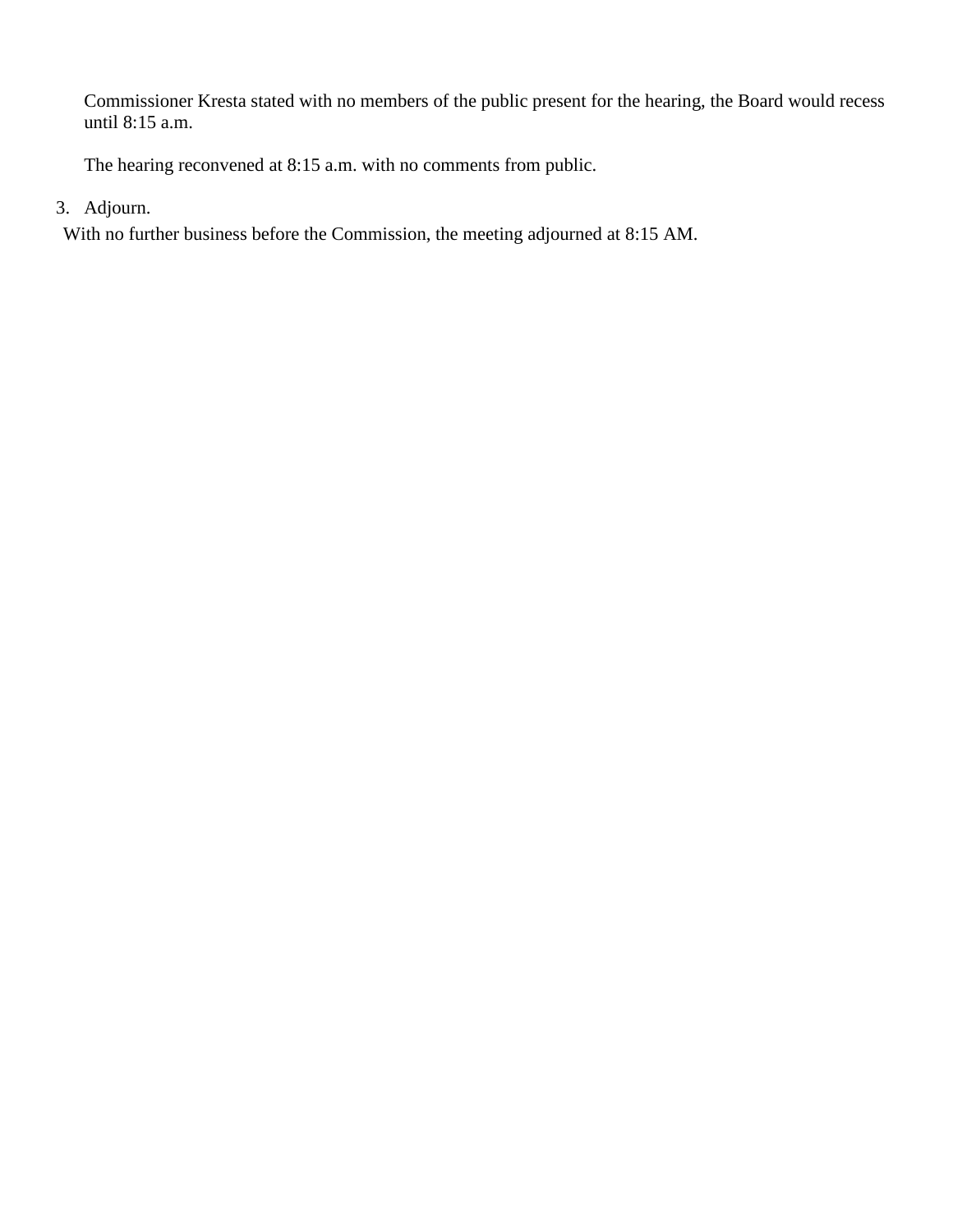Commissioner Kresta stated with no members of the public present for the hearing, the Board would recess until 8:15 a.m.

The hearing reconvened at 8:15 a.m. with no comments from public.

3. Adjourn.

With no further business before the Commission, the meeting adjourned at 8:15 AM.